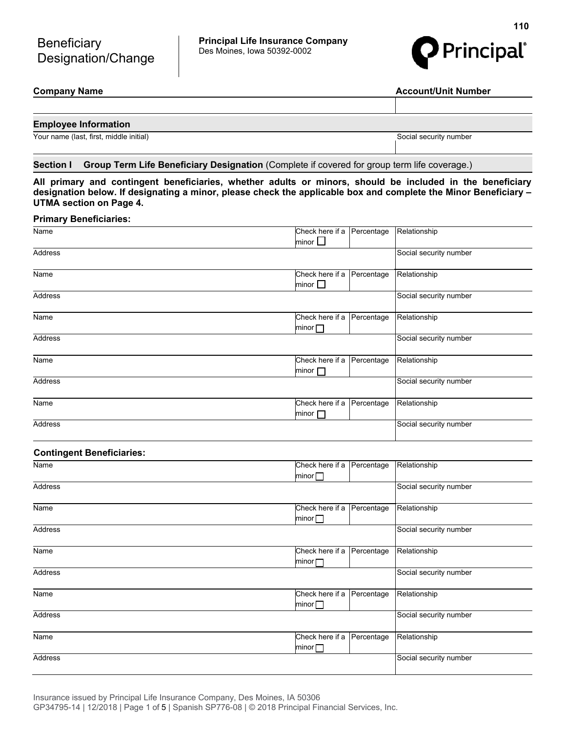# Beneficiary Designation/Change

**Principal Life Insurance Company**
Des Moines, Iowa 50392-0002

| **Company Name** | **Account/Unit Number** |
|---|---|
| | |

## Employee Information

| Your name (last, first, middle initial) | Social security number |
|---|---|
| | |

## Section I Group Term Life Beneficiary Designation (Complete if covered for group term life coverage.)

**All primary and contingent beneficiaries, whether adults or minors, should be included in the beneficiary designation below. If designating a minor, please check the applicable box and complete the Minor Beneficiary – UTMA section on Page 4.**

### Primary Beneficiaries:

| Name | Check here if a minor ☐ | Percentage | Relationship |
|---|---|---|---|
| Address | | | Social security number |
| Name | Check here if a minor ☐ | Percentage | Relationship |
| Address | | | Social security number |
| Name | Check here if a minor ☐ | Percentage | Relationship |
| Address | | | Social security number |
| Name | Check here if a minor ☐ | Percentage | Relationship |
| Address | | | Social security number |
| Name | Check here if a minor ☐ | Percentage | Relationship |
| Address | | | Social security number |

### Contingent Beneficiaries:

| Name | Check here if a minor ☐ | Percentage | Relationship |
|---|---|---|---|
| Address | | | Social security number |
| Name | Check here if a minor ☐ | Percentage | Relationship |
| Address | | | Social security number |
| Name | Check here if a minor ☐ | Percentage | Relationship |
| Address | | | Social security number |
| Name | Check here if a minor ☐ | Percentage | Relationship |
| Address | | | Social security number |
| Name | Check here if a minor ☐ | Percentage | Relationship |
| Address | | | Social security number |

Insurance issued by Principal Life Insurance Company, Des Moines, IA 50306
GP34795-14 | 12/2018 | Spanish SP776-08 | © 2018 Principal Financial Services, Inc.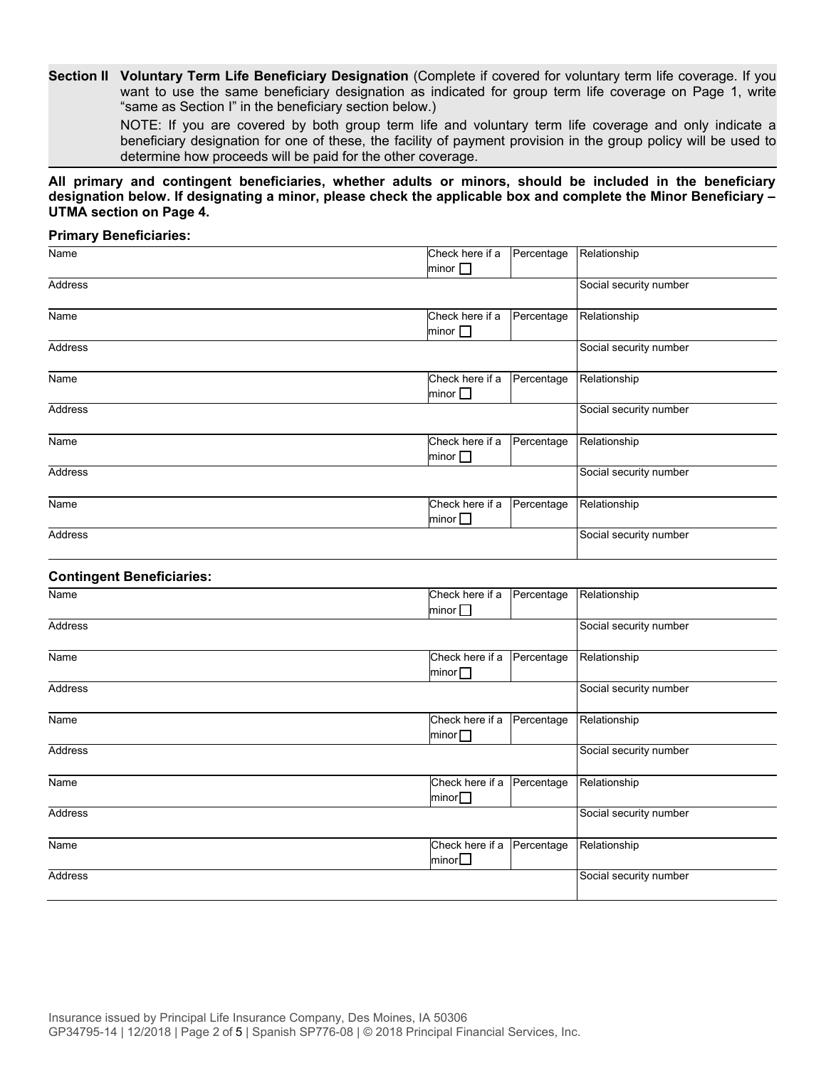**Section II Voluntary Term Life Beneficiary Designation** (Complete if covered for voluntary term life coverage. If you want to use the same beneficiary designation as indicated for group term life coverage on Page 1, write "same as Section I" in the beneficiary section below.)

NOTE: If you are covered by both group term life and voluntary term life coverage and only indicate a beneficiary designation for one of these, the facility of payment provision in the group policy will be used to determine how proceeds will be paid for the other coverage.

**All primary and contingent beneficiaries, whether adults or minors, should be included in the beneficiary designation below. If designating a minor, please check the applicable box and complete the Minor Beneficiary – UTMA section on Page 4.**

**Primary Beneficiaries:**

| Name | Check here if a minor ☐ | Percentage | Relationship |
|---|---|---|---|
| Address | | | Social security number |
| Name | Check here if a minor ☐ | Percentage | Relationship |
| Address | | | Social security number |
| Name | Check here if a minor ☐ | Percentage | Relationship |
| Address | | | Social security number |
| Name | Check here if a minor ☐ | Percentage | Relationship |
| Address | | | Social security number |
| Name | Check here if a minor ☐ | Percentage | Relationship |
| Address | | | Social security number |

**Contingent Beneficiaries:**

| Name | Check here if a minor ☐ | Percentage | Relationship |
|---|---|---|---|
| Address | | | Social security number |
| Name | Check here if a minor ☐ | Percentage | Relationship |
| Address | | | Social security number |
| Name | Check here if a minor ☐ | Percentage | Relationship |
| Address | | | Social security number |
| Name | Check here if a minor ☐ | Percentage | Relationship |
| Address | | | Social security number |
| Name | Check here if a minor ☐ | Percentage | Relationship |
| Address | | | Social security number |

Insurance issued by Principal Life Insurance Company, Des Moines, IA 50306
GP34795-14 | 12/2018 | Spanish SP776-08 | © 2018 Principal Financial Services, Inc.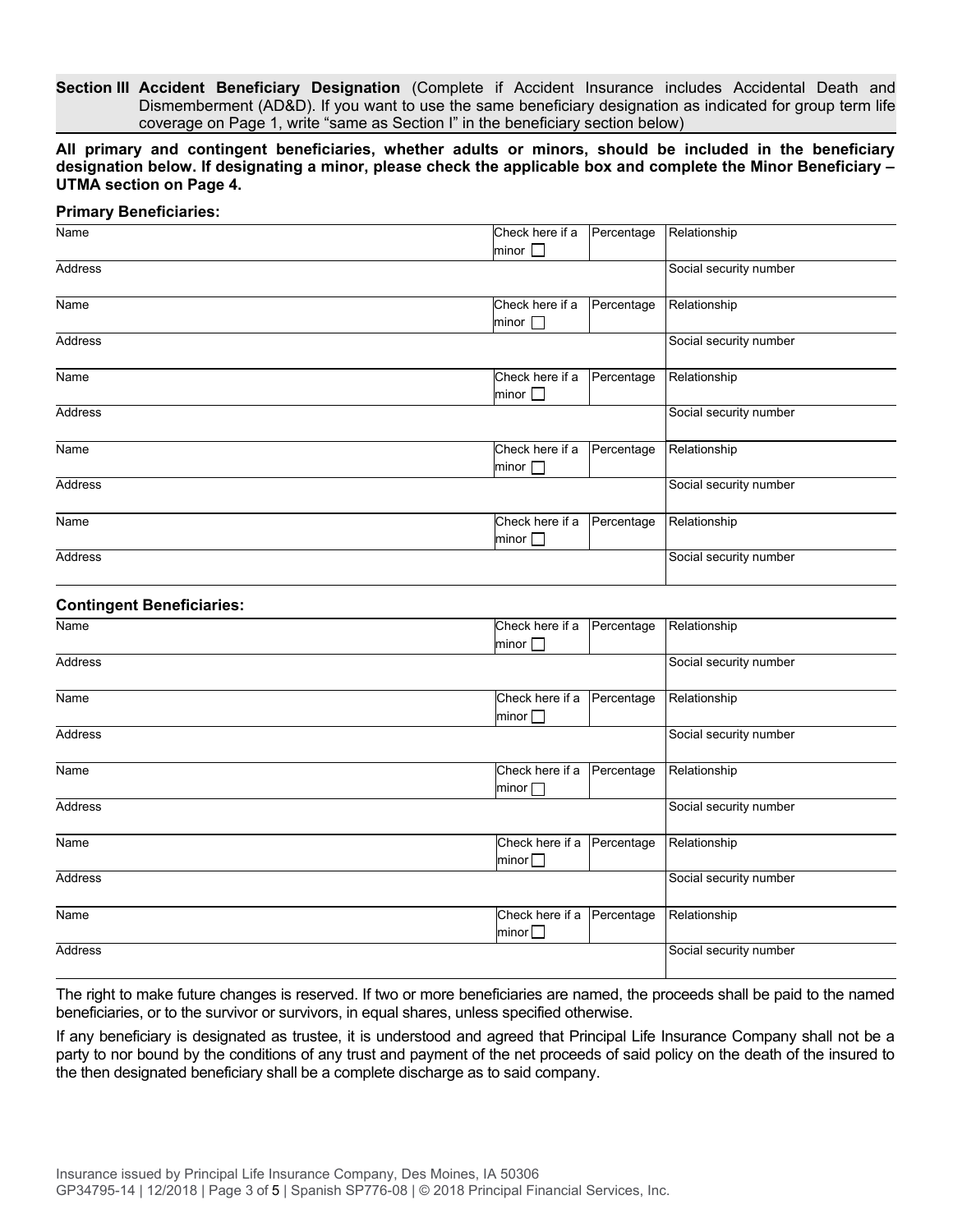**Section III Accident Beneficiary Designation** (Complete if Accident Insurance includes Accidental Death and Dismemberment (AD&D). If you want to use the same beneficiary designation as indicated for group term life coverage on Page 1, write "same as Section I" in the beneficiary section below)

**All primary and contingent beneficiaries, whether adults or minors, should be included in the beneficiary designation below. If designating a minor, please check the applicable box and complete the Minor Beneficiary – UTMA section on Page 4.**

**Primary Beneficiaries:**

| Name | Check here if a minor ☐ | Percentage | Relationship |
|---|---|---|---|
| Address | | | Social security number |
| Name | Check here if a minor ☐ | Percentage | Relationship |
| Address | | | Social security number |
| Name | Check here if a minor ☐ | Percentage | Relationship |
| Address | | | Social security number |
| Name | Check here if a minor ☐ | Percentage | Relationship |
| Address | | | Social security number |
| Name | Check here if a minor ☐ | Percentage | Relationship |
| Address | | | Social security number |

**Contingent Beneficiaries:**

| Name | Check here if a minor ☐ | Percentage | Relationship |
|---|---|---|---|
| Address | | | Social security number |
| Name | Check here if a minor ☐ | Percentage | Relationship |
| Address | | | Social security number |
| Name | Check here if a minor ☐ | Percentage | Relationship |
| Address | | | Social security number |
| Name | Check here if a minor ☐ | Percentage | Relationship |
| Address | | | Social security number |
| Name | Check here if a minor ☐ | Percentage | Relationship |
| Address | | | Social security number |

The right to make future changes is reserved. If two or more beneficiaries are named, the proceeds shall be paid to the named beneficiaries, or to the survivor or survivors, in equal shares, unless specified otherwise.

If any beneficiary is designated as trustee, it is understood and agreed that Principal Life Insurance Company shall not be a party to nor bound by the conditions of any trust and payment of the net proceeds of said policy on the death of the insured to the then designated beneficiary shall be a complete discharge as to said company.

Insurance issued by Principal Life Insurance Company, Des Moines, IA 50306
GP34795-14 | 12/2018 | Spanish SP776-08 | © 2018 Principal Financial Services, Inc.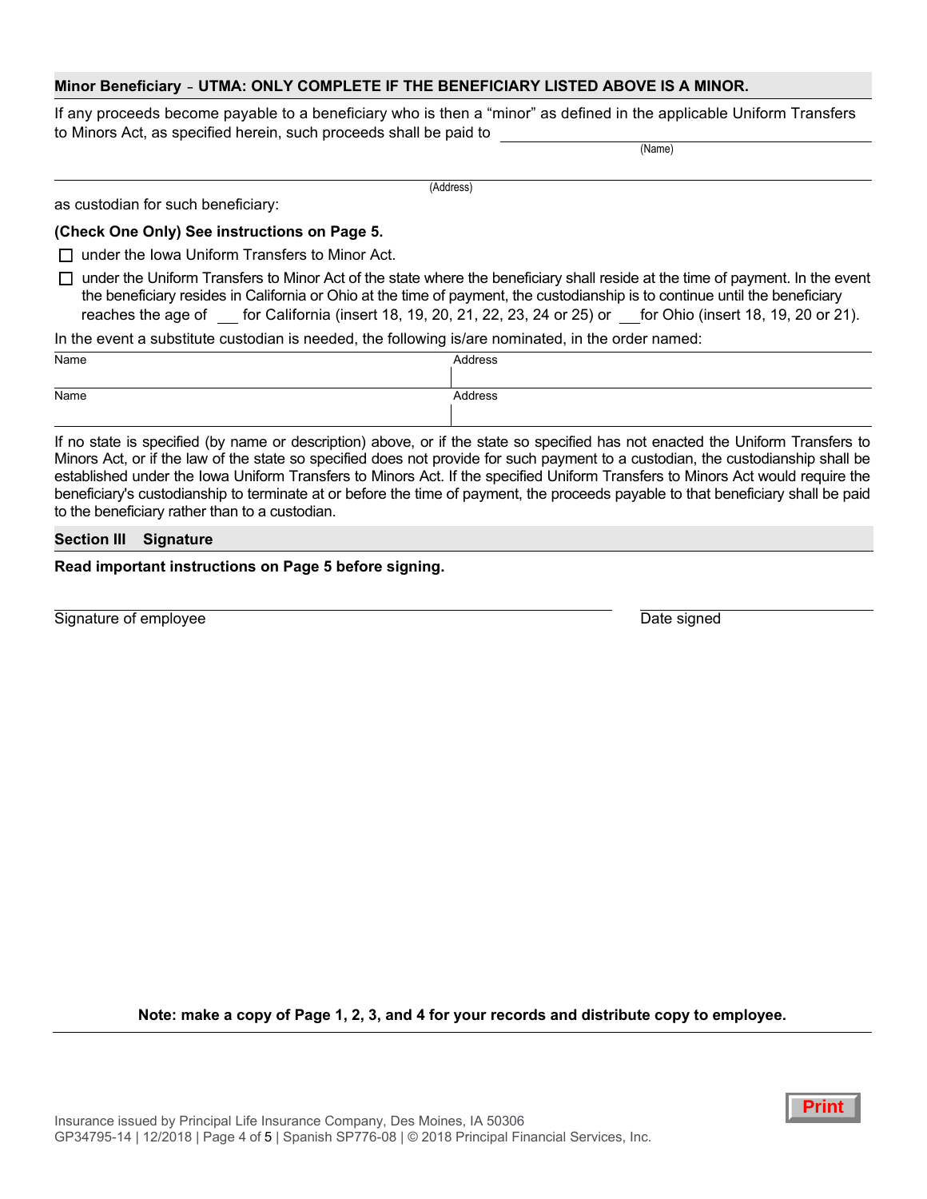**Minor Beneficiary - UTMA: ONLY COMPLETE IF THE BENEFICIARY LISTED ABOVE IS A MINOR.**

If any proceeds become payable to a beneficiary who is then a "minor" as defined in the applicable Uniform Transfers to Minors Act, as specified herein, such proceeds shall be paid to ______________________________
(Name)

______________________________________________________________________
(Address)

as custodian for such beneficiary:

**(Check One Only) See instructions on Page 5.**

- ☐ under the Iowa Uniform Transfers to Minor Act.
- ☐ under the Uniform Transfers to Minor Act of the state where the beneficiary shall reside at the time of payment. In the event the beneficiary resides in California or Ohio at the time of payment, the custodianship is to continue until the beneficiary reaches the age of ___ for California (insert 18, 19, 20, 21, 22, 23, 24 or 25) or ___ for Ohio (insert 18, 19, 20 or 21).

In the event a substitute custodian is needed, the following is/are nominated, in the order named:

| Name | Address |
| --- | --- |
| | |
| Name | Address |
| | |

If no state is specified (by name or description) above, or if the state so specified has not enacted the Uniform Transfers to Minors Act, or if the law of the state so specified does not provide for such payment to a custodian, the custodianship shall be established under the Iowa Uniform Transfers to Minors Act. If the specified Uniform Transfers to Minors Act would require the beneficiary's custodianship to terminate at or before the time of payment, the proceeds payable to that beneficiary shall be paid to the beneficiary rather than to a custodian.

## Section III Signature

**Read important instructions on Page 5 before signing.**

______________________________________ ____________________
Signature of employee Date signed

**Note: make a copy of Page 1, 2, 3, and 4 for your records and distribute copy to employee.**

Print

Insurance issued by Principal Life Insurance Company, Des Moines, IA 50306
GP34795-14 | 12/2018 | Spanish SP776-08 | © 2018 Principal Financial Services, Inc.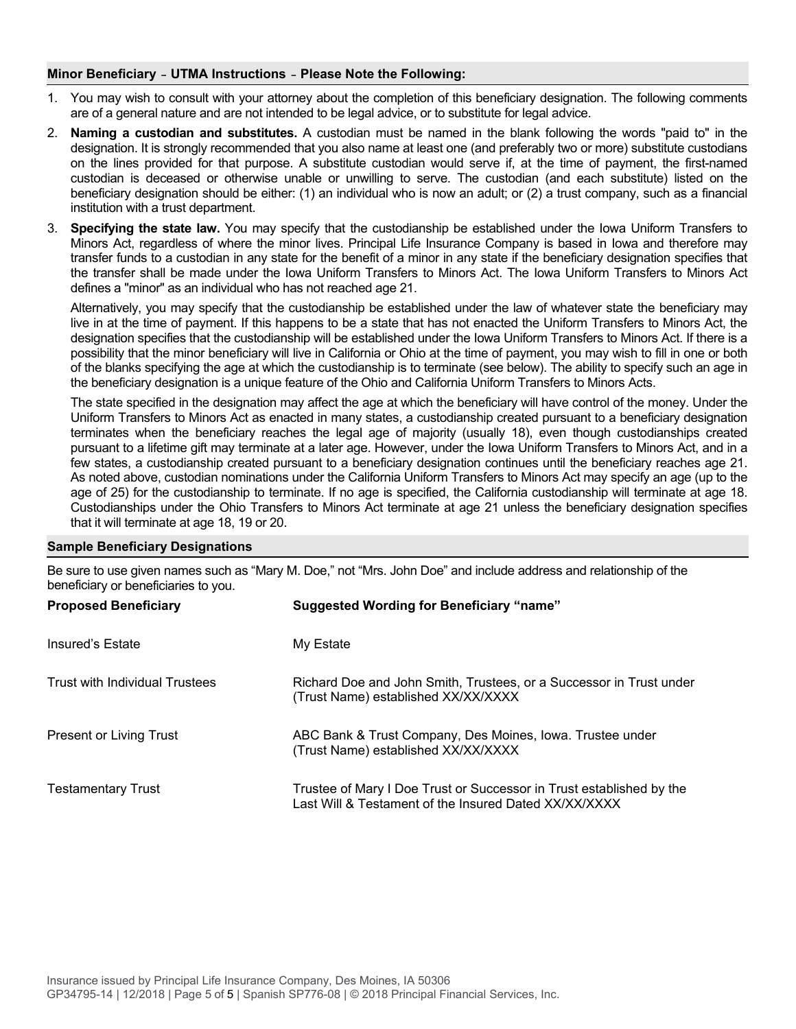## Minor Beneficiary - UTMA Instructions - Please Note the Following:

1. You may wish to consult with your attorney about the completion of this beneficiary designation. The following comments are of a general nature and are not intended to be legal advice, or to substitute for legal advice.
2. **Naming a custodian and substitutes.** A custodian must be named in the blank following the words "paid to" in the designation. It is strongly recommended that you also name at least one (and preferably two or more) substitute custodians on the lines provided for that purpose. A substitute custodian would serve if, at the time of payment, the first-named custodian is deceased or otherwise unable or unwilling to serve. The custodian (and each substitute) listed on the beneficiary designation should be either: (1) an individual who is now an adult; or (2) a trust company, such as a financial institution with a trust department.
3. **Specifying the state law.** You may specify that the custodianship be established under the Iowa Uniform Transfers to Minors Act, regardless of where the minor lives. Principal Life Insurance Company is based in Iowa and therefore may transfer funds to a custodian in any state for the benefit of a minor in any state if the beneficiary designation specifies that the transfer shall be made under the Iowa Uniform Transfers to Minors Act. The Iowa Uniform Transfers to Minors Act defines a "minor" as an individual who has not reached age 21.

   Alternatively, you may specify that the custodianship be established under the law of whatever state the beneficiary may live in at the time of payment. If this happens to be a state that has not enacted the Uniform Transfers to Minors Act, the designation specifies that the custodianship will be established under the Iowa Uniform Transfers to Minors Act. If there is a possibility that the minor beneficiary will live in California or Ohio at the time of payment, you may wish to fill in one or both of the blanks specifying the age at which the custodianship is to terminate (see below). The ability to specify such an age in the beneficiary designation is a unique feature of the Ohio and California Uniform Transfers to Minors Acts.

   The state specified in the designation may affect the age at which the beneficiary will have control of the money. Under the Uniform Transfers to Minors Act as enacted in many states, a custodianship created pursuant to a beneficiary designation terminates when the beneficiary reaches the legal age of majority (usually 18), even though custodianships created pursuant to a lifetime gift may terminate at a later age. However, under the Iowa Uniform Transfers to Minors Act, and in a few states, a custodianship created pursuant to a beneficiary designation continues until the beneficiary reaches age 21. As noted above, custodian nominations under the California Uniform Transfers to Minors Act may specify an age (up to the age of 25) for the custodianship to terminate. If no age is specified, the California custodianship will terminate at age 18. Custodianships under the Ohio Transfers to Minors Act terminate at age 21 unless the beneficiary designation specifies that it will terminate at age 18, 19 or 20.

## Sample Beneficiary Designations

Be sure to use given names such as "Mary M. Doe," not "Mrs. John Doe" and include address and relationship of the beneficiary or beneficiaries to you.

| Proposed Beneficiary | Suggested Wording for Beneficiary "name" |
|---|---|
| Insured's Estate | My Estate |
| Trust with Individual Trustees | Richard Doe and John Smith, Trustees, or a Successor in Trust under (Trust Name) established XX/XX/XXXX |
| Present or Living Trust | ABC Bank & Trust Company, Des Moines, Iowa. Trustee under (Trust Name) established XX/XX/XXXX |
| Testamentary Trust | Trustee of Mary I Doe Trust or Successor in Trust established by the Last Will & Testament of the Insured Dated XX/XX/XXXX |

Insurance issued by Principal Life Insurance Company, Des Moines, IA 50306
GP34795-14 | 12/2018 | Spanish SP776-08 | © 2018 Principal Financial Services, Inc.